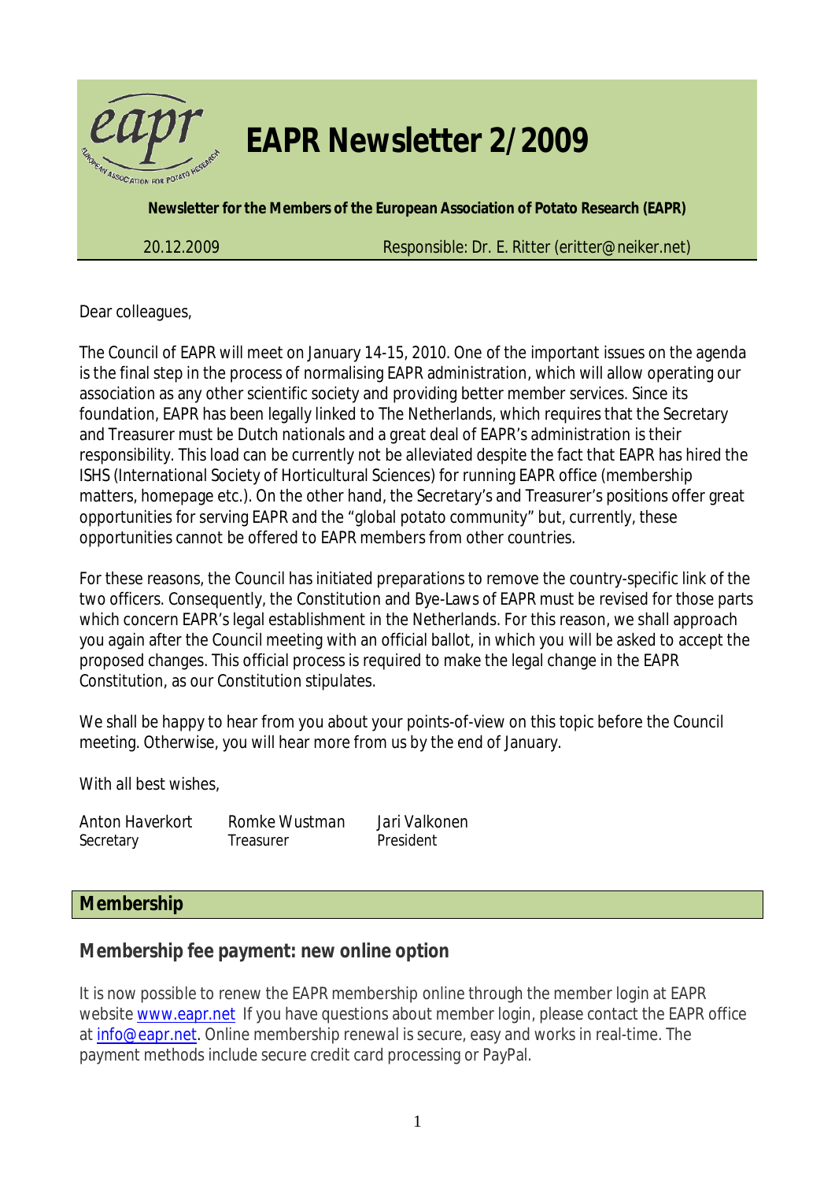# EAPR Newsletter 2/2009

**Newsletter for the Members of the European Association of Potato Research (EAPR)**

20.12.2009 Responsible: Dr. E. Ritter (eritter@neiker.net)

Dear colleagues,

The Council of EAPR will meet on January 14-15, 2010. One of the important issues on the agenda is the final step in the process of normalising EAPR administration, which will allow operating our association as any other scientific society and providing better member services. Since its foundation, EAPR has been legally linked to The Netherlands, which requires that the Secretary and Treasurer must be Dutch nationals and a great deal of EAPR's administration is their responsibility. This load can be currently not be alleviated despite the fact that EAPR has hired the ISHS (International Society of Horticultural Sciences) for running EAPR office (membership matters, homepage etc.). On the other hand, the Secretary's and Treasurer's positions offer great opportunities for serving EAPR and the "global potato community" but, currently, these opportunities cannot be offered to EAPR members from other countries.

For these reasons, the Council has initiated preparations to remove the country-specific link of the two officers. Consequently, the Constitution and Bye-Laws of EAPR must be revised for those parts which concern EAPR's legal establishment in the Netherlands. For this reason, we shall approach you again after the Council meeting with an official ballot, in which you will be asked to accept the proposed changes. This official process is required to make the legal change in the EAPR Constitution, as our Constitution stipulates.

We shall be happy to hear from you about your points-of-view on this topic before the Council meeting. Otherwise, you will hear more from us by the end of January.

With all best wishes,

| Anton Haverkort | Romke Wustman | Jari Valkonen |
|---|---|---|
| Secretary | Treasurer | President |

## Membership

### Membership fee payment: new online option

It is now possible to renew the EAPR membership online through the member login at EAPR website www.eapr.net If you have questions about member login, please contact the EAPR office at info@eapr.net. Online membership renewal is secure, easy and works in real-time. The payment methods include secure credit card processing or PayPal.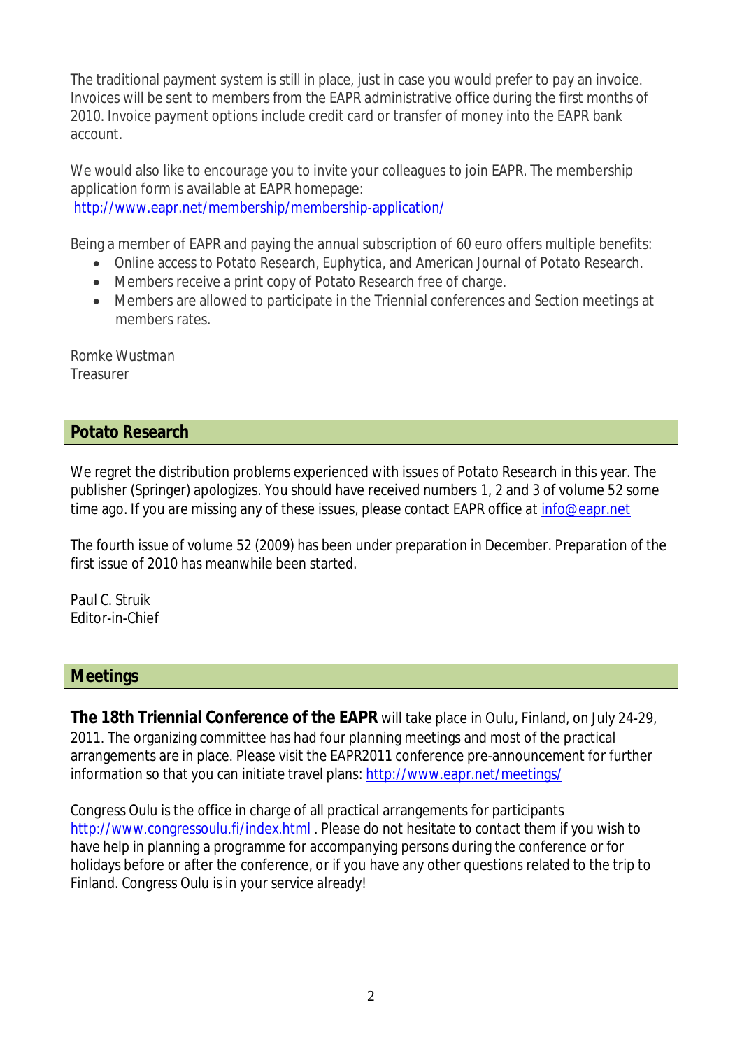The traditional payment system is still in place, just in case you would prefer to pay an invoice. Invoices will be sent to members from the EAPR administrative office during the first months of 2010. Invoice payment options include credit card or transfer of money into the EAPR bank account.

We would also like to encourage you to invite your colleagues to join EAPR. The membership application form is available at EAPR homepage:
http://www.eapr.net/membership/membership-application/

Being a member of EAPR and paying the annual subscription of 60 euro offers multiple benefits:

- Online access to Potato Research, Euphytica, and American Journal of Potato Research.
- Members receive a print copy of Potato Research free of charge.
- Members are allowed to participate in the Triennial conferences and Section meetings at members rates.

Romke Wustman
Treasurer

## Potato Research

We regret the distribution problems experienced with issues of *Potato Research* in this year. The publisher (Springer) apologizes. You should have received numbers 1, 2 and 3 of volume 52 some time ago. If you are missing any of these issues, please contact EAPR office at info@eapr.net

The fourth issue of volume 52 (2009) has been under preparation in December. Preparation of the first issue of 2010 has meanwhile been started.

Paul C. Struik
Editor-in-Chief

## Meetings

**The 18th Triennial Conference of the EAPR** will take place in Oulu, Finland, on July 24-29, 2011. The organizing committee has had four planning meetings and most of the practical arrangements are in place. Please visit the EAPR2011 conference pre-announcement for further information so that you can initiate travel plans: http://www.eapr.net/meetings/

Congress Oulu is the office in charge of all practical arrangements for participants http://www.congressoulu.fi/index.html . Please do not hesitate to contact them if you wish to have help in planning a programme for accompanying persons during the conference or for holidays before or after the conference, or if you have any other questions related to the trip to Finland. Congress Oulu is in your service already!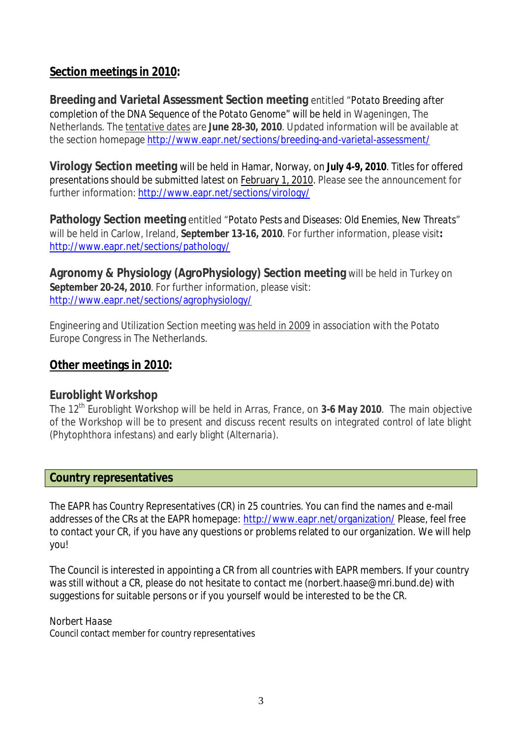## Section meetings in 2010:

**Breeding and Varietal Assessment Section meeting** entitled "Potato Breeding after completion of the DNA Sequence of the Potato Genome" will be held in Wageningen, The Netherlands. The tentative dates are **June 28-30, 2010**. Updated information will be available at the section homepage http://www.eapr.net/sections/breeding-and-varietal-assessment/

**Virology Section meeting** will be held in Hamar, Norway, on **July 4-9, 2010**. Titles for offered presentations should be submitted latest on February 1, 2010. Please see the announcement for further information: http://www.eapr.net/sections/virology/

**Pathology Section meeting** entitled "Potato Pests and Diseases: Old Enemies, New Threats" will be held in Carlow, Ireland, **September 13-16, 2010**. For further information, please visit**:** http://www.eapr.net/sections/pathology/

**Agronomy & Physiology (AgroPhysiology) Section meeting** will be held in Turkey on **September 20-24, 2010**. For further information, please visit: http://www.eapr.net/sections/agrophysiology/

Engineering and Utilization Section meeting was held in 2009 in association with the Potato Europe Congress in The Netherlands.

## Other meetings in 2010:

### Euroblight Workshop

The 12th Euroblight Workshop will be held in Arras, France, on **3-6 May 2010**. The main objective of the Workshop will be to present and discuss recent results on integrated control of late blight (Phytophthora infestans) and early blight (Alternaria).

## Country representatives

The EAPR has Country Representatives (CR) in 25 countries. You can find the names and e-mail addresses of the CRs at the EAPR homepage: http://www.eapr.net/organization/ Please, feel free to contact your CR, if you have any questions or problems related to our organization. We will help you!

The Council is interested in appointing a CR from all countries with EAPR members. If your country was still without a CR, please do not hesitate to contact me (norbert.haase@mri.bund.de) with suggestions for suitable persons or if you yourself would be interested to be the CR.

Norbert Haase
Council contact member for country representatives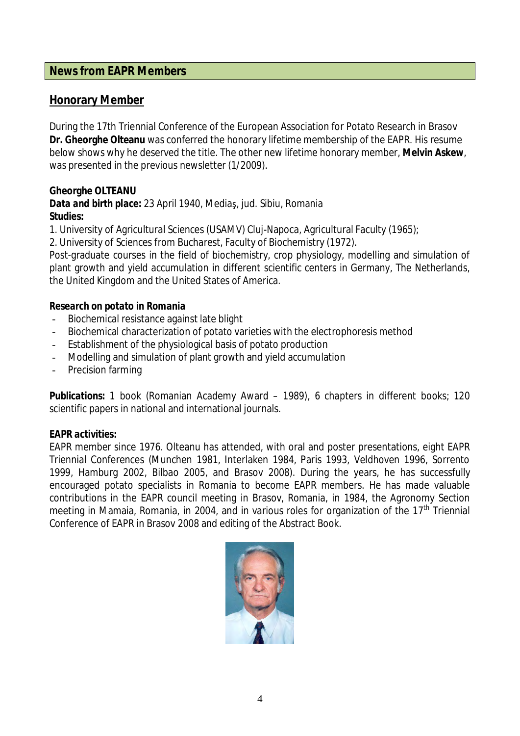## News from EAPR Members

### Honorary Member

During the 17th Triennial Conference of the European Association for Potato Research in Brasov **Dr. Gheorghe Olteanu** was conferred the honorary lifetime membership of the EAPR. His resume below shows why he deserved the title. The other new lifetime honorary member, **Melvin Askew**, was presented in the previous newsletter (1/2009).

**Gheorghe OLTEANU**
**Data and birth place:** 23 April 1940, Mediaş, jud. Sibiu, Romania
**Studies:**

1. University of Agricultural Sciences (USAMV) Cluj-Napoca, Agricultural Faculty (1965);
2. University of Sciences from Bucharest, Faculty of Biochemistry (1972).

Post-graduate courses in the field of biochemistry, crop physiology, modelling and simulation of plant growth and yield accumulation in different scientific centers in Germany, The Netherlands, the United Kingdom and the United States of America.

***Research on potato in Romania***

- Biochemical resistance against late blight
- Biochemical characterization of potato varieties with the electrophoresis method
- Establishment of the physiological basis of potato production
- Modelling and simulation of plant growth and yield accumulation
- Precision farming

**Publications:** 1 book (Romanian Academy Award – 1989), 6 chapters in different books; 120 scientific papers in national and international journals.

**EAPR activities:**
EAPR member since 1976. Olteanu has attended, with oral and poster presentations, eight EAPR Triennial Conferences (Munchen 1981, Interlaken 1984, Paris 1993, Veldhoven 1996, Sorrento 1999, Hamburg 2002, Bilbao 2005, and Brasov 2008). During the years, he has successfully encouraged potato specialists in Romania to become EAPR members. He has made valuable contributions in the EAPR council meeting in Brasov, Romania, in 1984, the Agronomy Section meeting in Mamaia, Romania, in 2004, and in various roles for organization of the 17th Triennial Conference of EAPR in Brasov 2008 and editing of the Abstract Book.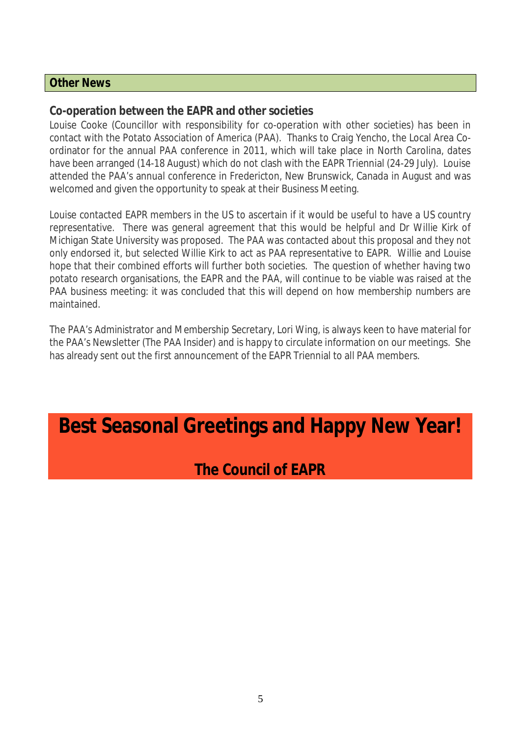## Other News

### Co-operation between the EAPR and other societies

Louise Cooke (Councillor with responsibility for co-operation with other societies) has been in contact with the Potato Association of America (PAA). Thanks to Craig Yencho, the Local Area Co-ordinator for the annual PAA conference in 2011, which will take place in North Carolina, dates have been arranged (14-18 August) which do not clash with the EAPR Triennial (24-29 July). Louise attended the PAA's annual conference in Fredericton, New Brunswick, Canada in August and was welcomed and given the opportunity to speak at their Business Meeting.

Louise contacted EAPR members in the US to ascertain if it would be useful to have a US country representative. There was general agreement that this would be helpful and Dr Willie Kirk of Michigan State University was proposed. The PAA was contacted about this proposal and they not only endorsed it, but selected Willie Kirk to act as PAA representative to EAPR. Willie and Louise hope that their combined efforts will further both societies. The question of whether having two potato research organisations, the EAPR and the PAA, will continue to be viable was raised at the PAA business meeting: it was concluded that this will depend on how membership numbers are maintained.

The PAA's Administrator and Membership Secretary, Lori Wing, is always keen to have material for the PAA's Newsletter (The PAA Insider) and is happy to circulate information on our meetings. She has already sent out the first announcement of the EAPR Triennial to all PAA members.

# Best Seasonal Greetings and Happy New Year!

**The Council of EAPR**